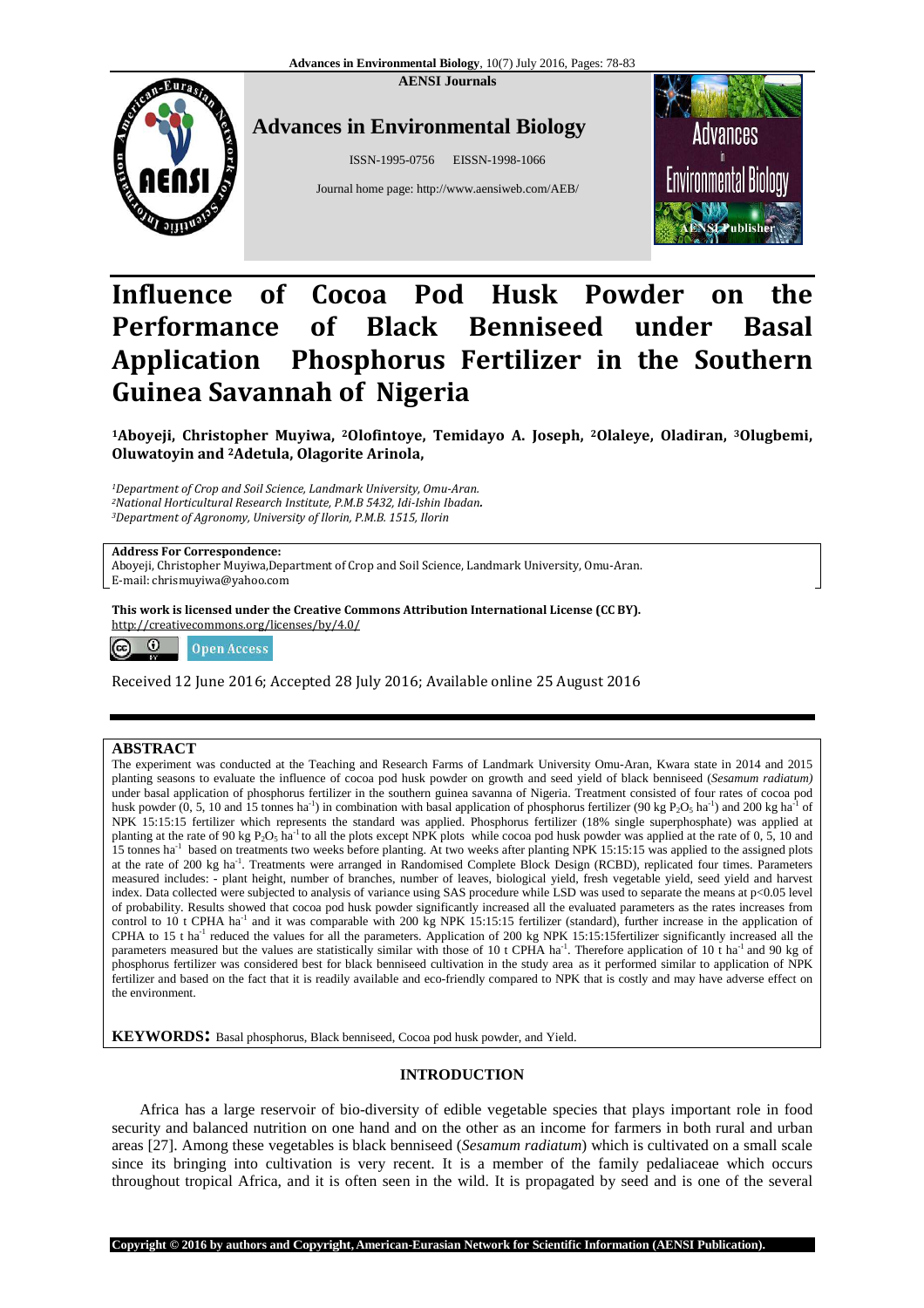AENSI Journals

**Advances in Environmental Biology**

ISSN-1995-0756 EISSN-1998-1066

Journal home page: http://www.aensiweb.com/AEB/

# Influence of Cocoa Pod Husk Powder on the Performance of Black Benniseed under Basal Application Phosphorus Fertilizer in the Southern Guinea Savannah of Nigeria

[1]**Aboyeji, Christopher Muyiwa,** [2]**Olofintoye, Temidayo A. Joseph,** [2]**Olaleye, Oladiran,** [3]**Olugbemi, Oluwatoyin and** [2]**Adetula, Olagorite Arinola,**

[1]*Department of Crop and Soil Science, Landmark University, Omu-Aran.*
[2]*National Horticultural Research Institute, P.M.B 5432, Idi-Ishin Ibadan.*
[3]*Department of Agronomy, University of Ilorin, P.M.B. 1515, Ilorin*

**Address For Correspondence:**
Aboyeji, Christopher Muyiwa,Department of Crop and Soil Science, Landmark University, Omu-Aran.
E-mail: chrismuyiwa@yahoo.com

**This work is licensed under the Creative Commons Attribution International License (CC BY).**
http://creativecommons.org/licenses/by/4.0/

Open Access

Received 12 June 2016; Accepted 28 July 2016; Available online 25 August 2016

## ABSTRACT

The experiment was conducted at the Teaching and Research Farms of Landmark University Omu-Aran, Kwara state in 2014 and 2015 planting seasons to evaluate the influence of cocoa pod husk powder on growth and seed yield of black benniseed (*Sesamum radiatum)* under basal application of phosphorus fertilizer in the southern guinea savanna of Nigeria. Treatment consisted of four rates of cocoa pod husk powder (0, 5, 10 and 15 tonnes $ha^{-1}$) in combination with basal application of phosphorus fertilizer (90 kg $P_2O_5$ $ha^{-1}$) and 200 kg $ha^{-1}$ of NPK 15:15:15 fertilizer which represents the standard was applied. Phosphorus fertilizer (18% single superphosphate) was applied at planting at the rate of 90 kg $P_2O_5$ $ha^{-1}$ to all the plots except NPK plots while cocoa pod husk powder was applied at the rate of 0, 5, 10 and 15 tonnes $ha^{-1}$ based on treatments two weeks before planting. At two weeks after planting NPK 15:15:15 was applied to the assigned plots at the rate of 200 kg $ha^{-1}$. Treatments were arranged in Randomised Complete Block Design (RCBD), replicated four times. Parameters measured includes: - plant height, number of branches, number of leaves, biological yield, fresh vegetable yield, seed yield and harvest index. Data collected were subjected to analysis of variance using SAS procedure while LSD was used to separate the means at $p<0.05$ level of probability. Results showed that cocoa pod husk powder significantly increased all the evaluated parameters as the rates increases from control to 10 t CPHA $ha^{-1}$ and it was comparable with 200 kg NPK 15:15:15 fertilizer (standard), further increase in the application of CPHA to 15 t $ha^{-1}$ reduced the values for all the parameters. Application of 200 kg NPK 15:15:15fertilizer significantly increased all the parameters measured but the values are statistically similar with those of 10 t CPHA $ha^{-1}$. Therefore application of 10 t $ha^{-1}$ and 90 kg of phosphorus fertilizer was considered best for black benniseed cultivation in the study area as it performed similar to application of NPK fertilizer and based on the fact that it is readily available and eco-friendly compared to NPK that is costly and may have adverse effect on the environment.

**KEYWORDS:** Basal phosphorus, Black benniseed, Cocoa pod husk powder, and Yield.

## INTRODUCTION

Africa has a large reservoir of bio-diversity of edible vegetable species that plays important role in food security and balanced nutrition on one hand and on the other as an income for farmers in both rural and urban areas [27]. Among these vegetables is black benniseed (*Sesamum radiatum*) which is cultivated on a small scale since its bringing into cultivation is very recent. It is a member of the family pedaliaceae which occurs throughout tropical Africa, and it is often seen in the wild. It is propagated by seed and is one of the several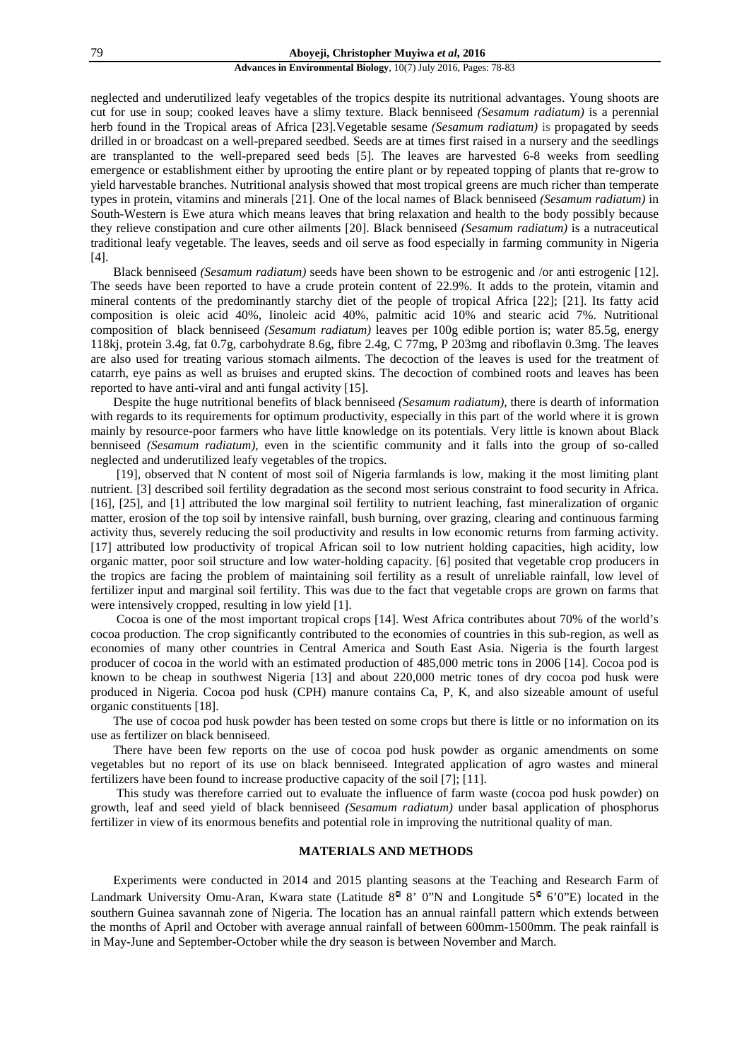neglected and underutilized leafy vegetables of the tropics despite its nutritional advantages. Young shoots are cut for use in soup; cooked leaves have a slimy texture. Black benniseed *(Sesamum radiatum)* is a perennial herb found in the Tropical areas of Africa [23].Vegetable sesame *(Sesamum radiatum)* is propagated by seeds drilled in or broadcast on a well-prepared seedbed. Seeds are at times first raised in a nursery and the seedlings are transplanted to the well-prepared seed beds [5]. The leaves are harvested 6-8 weeks from seedling emergence or establishment either by uprooting the entire plant or by repeated topping of plants that re-grow to yield harvestable branches. Nutritional analysis showed that most tropical greens are much richer than temperate types in protein, vitamins and minerals [21]. One of the local names of Black benniseed *(Sesamum radiatum)* in South-Western is Ewe atura which means leaves that bring relaxation and health to the body possibly because they relieve constipation and cure other ailments [20]. Black benniseed *(Sesamum radiatum)* is a nutraceutical traditional leafy vegetable. The leaves, seeds and oil serve as food especially in farming community in Nigeria [4].

Black benniseed *(Sesamum radiatum)* seeds have been shown to be estrogenic and /or anti estrogenic [12]. The seeds have been reported to have a crude protein content of 22.9%. It adds to the protein, vitamin and mineral contents of the predominantly starchy diet of the people of tropical Africa [22]; [21]. Its fatty acid composition is oleic acid 40%, Iinoleic acid 40%, palmitic acid 10% and stearic acid 7%. Nutritional composition of black benniseed *(Sesamum radiatum)* leaves per 100g edible portion is; water 85.5g, energy 118kj, protein 3.4g, fat 0.7g, carbohydrate 8.6g, fibre 2.4g, C 77mg, P 203mg and riboflavin 0.3mg. The leaves are also used for treating various stomach ailments. The decoction of the leaves is used for the treatment of catarrh, eye pains as well as bruises and erupted skins. The decoction of combined roots and leaves has been reported to have anti-viral and anti fungal activity [15].

Despite the huge nutritional benefits of black benniseed *(Sesamum radiatum)*, there is dearth of information with regards to its requirements for optimum productivity, especially in this part of the world where it is grown mainly by resource-poor farmers who have little knowledge on its potentials. Very little is known about Black benniseed *(Sesamum radiatum)*, even in the scientific community and it falls into the group of so-called neglected and underutilized leafy vegetables of the tropics.

[19], observed that N content of most soil of Nigeria farmlands is low, making it the most limiting plant nutrient. [3] described soil fertility degradation as the second most serious constraint to food security in Africa. [16], [25], and [1] attributed the low marginal soil fertility to nutrient leaching, fast mineralization of organic matter, erosion of the top soil by intensive rainfall, bush burning, over grazing, clearing and continuous farming activity thus, severely reducing the soil productivity and results in low economic returns from farming activity. [17] attributed low productivity of tropical African soil to low nutrient holding capacities, high acidity, low organic matter, poor soil structure and low water-holding capacity. [6] posited that vegetable crop producers in the tropics are facing the problem of maintaining soil fertility as a result of unreliable rainfall, low level of fertilizer input and marginal soil fertility. This was due to the fact that vegetable crops are grown on farms that were intensively cropped, resulting in low yield [1].

Cocoa is one of the most important tropical crops [14]. West Africa contributes about 70% of the world's cocoa production. The crop significantly contributed to the economies of countries in this sub-region, as well as economies of many other countries in Central America and South East Asia. Nigeria is the fourth largest producer of cocoa in the world with an estimated production of 485,000 metric tons in 2006 [14]. Cocoa pod is known to be cheap in southwest Nigeria [13] and about 220,000 metric tones of dry cocoa pod husk were produced in Nigeria. Cocoa pod husk (CPH) manure contains Ca, P, K, and also sizeable amount of useful organic constituents [18].

The use of cocoa pod husk powder has been tested on some crops but there is little or no information on its use as fertilizer on black benniseed.

There have been few reports on the use of cocoa pod husk powder as organic amendments on some vegetables but no report of its use on black benniseed. Integrated application of agro wastes and mineral fertilizers have been found to increase productive capacity of the soil [7]; [11].

This study was therefore carried out to evaluate the influence of farm waste (cocoa pod husk powder) on growth, leaf and seed yield of black benniseed *(Sesamum radiatum)* under basal application of phosphorus fertilizer in view of its enormous benefits and potential role in improving the nutritional quality of man.

## MATERIALS AND METHODS

Experiments were conducted in 2014 and 2015 planting seasons at the Teaching and Research Farm of Landmark University Omu-Aran, Kwara state (Latitude 8° 8' 0"N and Longitude 5° 6'0"E) located in the southern Guinea savannah zone of Nigeria. The location has an annual rainfall pattern which extends between the months of April and October with average annual rainfall of between 600mm-1500mm. The peak rainfall is in May-June and September-October while the dry season is between November and March.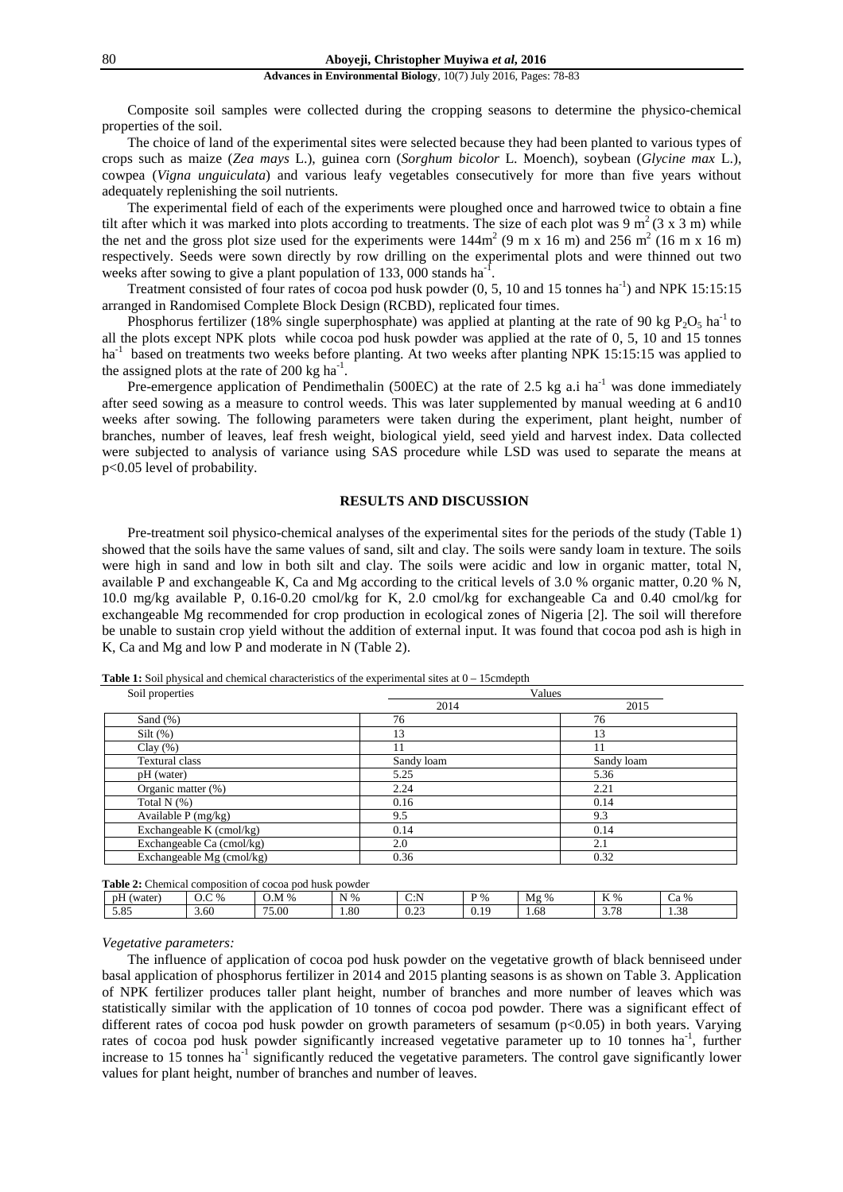Composite soil samples were collected during the cropping seasons to determine the physico-chemical properties of the soil.

The choice of land of the experimental sites were selected because they had been planted to various types of crops such as maize (*Zea mays* L.), guinea corn (*Sorghum bicolor* L. Moench), soybean (*Glycine max* L.), cowpea (*Vigna unguiculata*) and various leafy vegetables consecutively for more than five years without adequately replenishing the soil nutrients.

The experimental field of each of the experiments were ploughed once and harrowed twice to obtain a fine tilt after which it was marked into plots according to treatments. The size of each plot was 9 $m^2$ (3 x 3 m) while the net and the gross plot size used for the experiments were 144$m^2$ (9 m x 16 m) and 256 $m^2$ (16 m x 16 m) respectively. Seeds were sown directly by row drilling on the experimental plots and were thinned out two weeks after sowing to give a plant population of 133, 000 stands $ha^{-1}$.

Treatment consisted of four rates of cocoa pod husk powder (0, 5, 10 and 15 tonnes $ha^{-1}$) and NPK 15:15:15 arranged in Randomised Complete Block Design (RCBD), replicated four times.

Phosphorus fertilizer (18% single superphosphate) was applied at planting at the rate of 90 kg $P_2O_5$ $ha^{-1}$ to all the plots except NPK plots while cocoa pod husk powder was applied at the rate of 0, 5, 10 and 15 tonnes $ha^{-1}$ based on treatments two weeks before planting. At two weeks after planting NPK 15:15:15 was applied to the assigned plots at the rate of 200 kg $ha^{-1}$.

Pre-emergence application of Pendimethalin (500EC) at the rate of 2.5 kg a.i $ha^{-1}$ was done immediately after seed sowing as a measure to control weeds. This was later supplemented by manual weeding at 6 and10 weeks after sowing. The following parameters were taken during the experiment, plant height, number of branches, number of leaves, leaf fresh weight, biological yield, seed yield and harvest index. Data collected were subjected to analysis of variance using SAS procedure while LSD was used to separate the means at $p<0.05$ level of probability.

## RESULTS AND DISCUSSION

Pre-treatment soil physico-chemical analyses of the experimental sites for the periods of the study (Table 1) showed that the soils have the same values of sand, silt and clay. The soils were sandy loam in texture. The soils were high in sand and low in both silt and clay. The soils were acidic and low in organic matter, total N, available P and exchangeable K, Ca and Mg according to the critical levels of 3.0 % organic matter, 0.20 % N, 10.0 mg/kg available P, 0.16-0.20 cmol/kg for K, 2.0 cmol/kg for exchangeable Ca and 0.40 cmol/kg for exchangeable Mg recommended for crop production in ecological zones of Nigeria [2]. The soil will therefore be unable to sustain crop yield without the addition of external input. It was found that cocoa pod ash is high in K, Ca and Mg and low P and moderate in N (Table 2).

**Table 1:** Soil physical and chemical characteristics of the experimental sites at 0 – 15cmdepth

| Soil properties | Values | |
|---|---|---|
| | 2014 | 2015 |
| Sand (%) | 76 | 76 |
| Silt (%) | 13 | 13 |
| Clay (%) | 11 | 11 |
| Textural class | Sandy loam | Sandy loam |
| pH (water) | 5.25 | 5.36 |
| Organic matter (%) | 2.24 | 2.21 |
| Total N (%) | 0.16 | 0.14 |
| Available P (mg/kg) | 9.5 | 9.3 |
| Exchangeable K (cmol/kg) | 0.14 | 0.14 |
| Exchangeable Ca (cmol/kg) | 2.0 | 2.1 |
| Exchangeable Mg (cmol/kg) | 0.36 | 0.32 |

**Table 2:** Chemical composition of cocoa pod husk powder

| pH (water) | O.C % | O.M % | N % | C:N | P % | Mg % | K % | Ca % |
|---|---|---|---|---|---|---|---|---|
| 5.85 | 3.60 | 75.00 | 1.80 | 0.23 | 0.19 | 1.68 | 3.78 | 1.38 |

*Vegetative parameters:*

The influence of application of cocoa pod husk powder on the vegetative growth of black benniseed under basal application of phosphorus fertilizer in 2014 and 2015 planting seasons is as shown on Table 3. Application of NPK fertilizer produces taller plant height, number of branches and more number of leaves which was statistically similar with the application of 10 tonnes of cocoa pod powder. There was a significant effect of different rates of cocoa pod husk powder on growth parameters of sesamum ($p<0.05$) in both years. Varying rates of cocoa pod husk powder significantly increased vegetative parameter up to 10 tonnes $ha^{-1}$, further increase to 15 tonnes $ha^{-1}$ significantly reduced the vegetative parameters. The control gave significantly lower values for plant height, number of branches and number of leaves.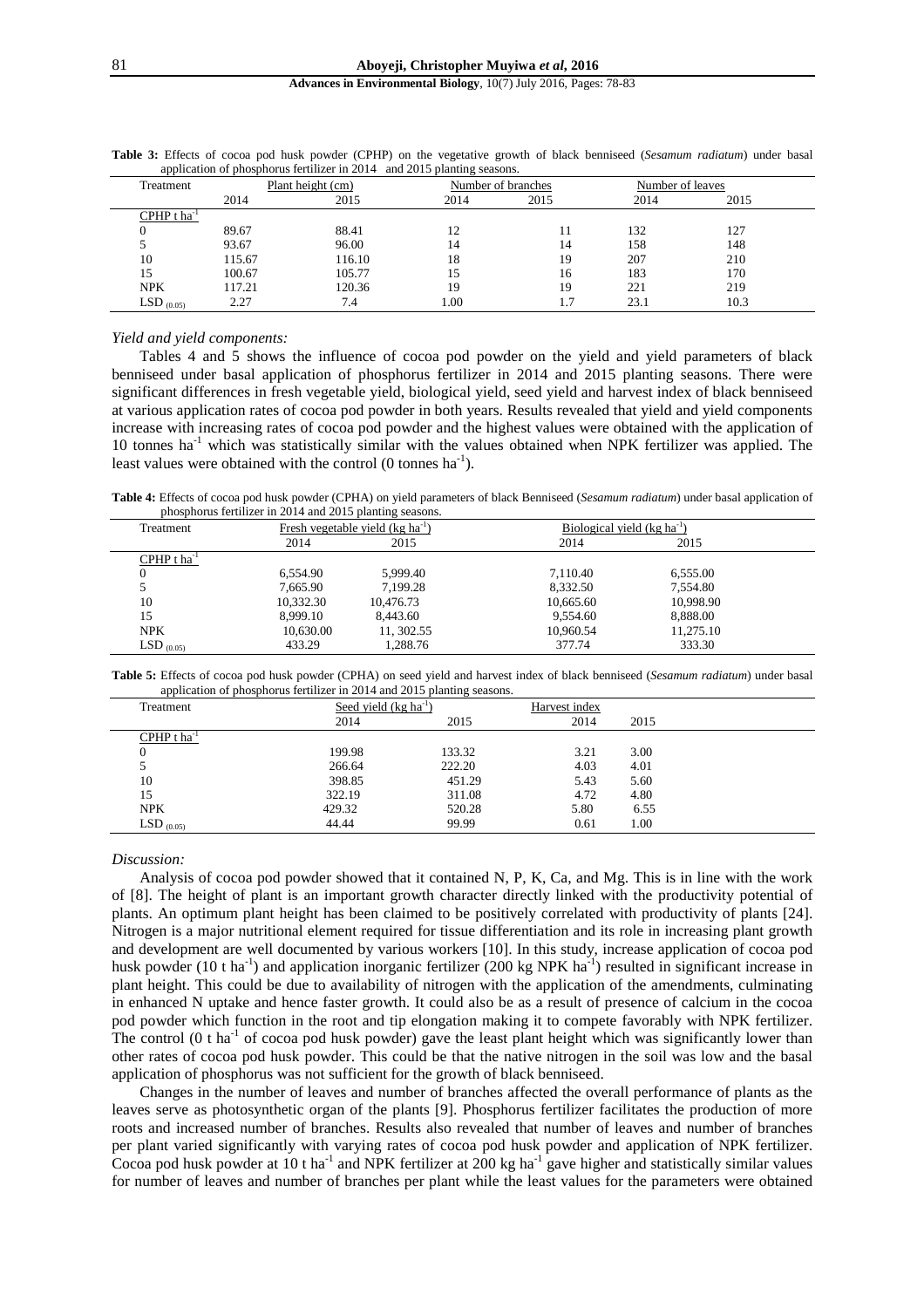**Table 3:** Effects of cocoa pod husk powder (CPHP) on the vegetative growth of black benniseed (*Sesamum radiatum*) under basal application of phosphorus fertilizer in 2014 and 2015 planting seasons.

| Treatment | Plant height (cm) | | Number of branches | | Number of leaves | |
|---|---|---|---|---|---|---|
| | 2014 | 2015 | 2014 | 2015 | 2014 | 2015 |
| CPHP t ha$^{-1}$ | | | | | | |
| 0 | 89.67 | 88.41 | 12 | 11 | 132 | 127 |
| 5 | 93.67 | 96.00 | 14 | 14 | 158 | 148 |
| 10 | 115.67 | 116.10 | 18 | 19 | 207 | 210 |
| 15 | 100.67 | 105.77 | 15 | 16 | 183 | 170 |
| NPK | 117.21 | 120.36 | 19 | 19 | 221 | 219 |
| LSD $_{(0.05)}$ | 2.27 | 7.4 | 1.00 | 1.7 | 23.1 | 10.3 |

*Yield and yield components:*

Tables 4 and 5 shows the influence of cocoa pod powder on the yield and yield parameters of black benniseed under basal application of phosphorus fertilizer in 2014 and 2015 planting seasons. There were significant differences in fresh vegetable yield, biological yield, seed yield and harvest index of black benniseed at various application rates of cocoa pod powder in both years. Results revealed that yield and yield components increase with increasing rates of cocoa pod powder and the highest values were obtained with the application of 10 tonnes ha$^{-1}$ which was statistically similar with the values obtained when NPK fertilizer was applied. The least values were obtained with the control (0 tonnes ha$^{-1}$).

**Table 4:** Effects of cocoa pod husk powder (CPHA) on yield parameters of black Benniseed (*Sesamum radiatum*) under basal application of phosphorus fertilizer in 2014 and 2015 planting seasons.

| Treatment | Fresh vegetable yield (kg ha$^{-1}$) | | Biological yield (kg ha$^{-1}$) | |
|---|---|---|---|---|
| | 2014 | 2015 | 2014 | 2015 |
| CPHP t ha$^{-1}$ | | | | |
| 0 | 6,554.90 | 5,999.40 | 7,110.40 | 6,555.00 |
| 5 | 7,665.90 | 7,199.28 | 8,332.50 | 7,554.80 |
| 10 | 10,332.30 | 10,476.73 | 10,665.60 | 10,998.90 |
| 15 | 8,999.10 | 8,443.60 | 9,554.60 | 8,888.00 |
| NPK | 10,630.00 | 11, 302.55 | 10,960.54 | 11,275.10 |
| LSD $_{(0.05)}$ | 433.29 | 1,288.76 | 377.74 | 333.30 |

**Table 5:** Effects of cocoa pod husk powder (CPHA) on seed yield and harvest index of black benniseed (*Sesamum radiatum*) under basal application of phosphorus fertilizer in 2014 and 2015 planting seasons.

| Treatment | Seed yield (kg ha$^{-1}$) | | Harvest index | |
|---|---|---|---|---|
| | 2014 | 2015 | 2014 | 2015 |
| CPHP t ha$^{-1}$ | | | | |
| 0 | 199.98 | 133.32 | 3.21 | 3.00 |
| 5 | 266.64 | 222.20 | 4.03 | 4.01 |
| 10 | 398.85 | 451.29 | 5.43 | 5.60 |
| 15 | 322.19 | 311.08 | 4.72 | 4.80 |
| NPK | 429.32 | 520.28 | 5.80 | 6.55 |
| LSD $_{(0.05)}$ | 44.44 | 99.99 | 0.61 | 1.00 |

*Discussion:*

Analysis of cocoa pod powder showed that it contained N, P, K, Ca, and Mg. This is in line with the work of [8]. The height of plant is an important growth character directly linked with the productivity potential of plants. An optimum plant height has been claimed to be positively correlated with productivity of plants [24]. Nitrogen is a major nutritional element required for tissue differentiation and its role in increasing plant growth and development are well documented by various workers [10]. In this study, increase application of cocoa pod husk powder (10 t ha$^{-1}$) and application inorganic fertilizer (200 kg NPK ha$^{-1}$) resulted in significant increase in plant height. This could be due to availability of nitrogen with the application of the amendments, culminating in enhanced N uptake and hence faster growth. It could also be as a result of presence of calcium in the cocoa pod powder which function in the root and tip elongation making it to compete favorably with NPK fertilizer. The control (0 t ha$^{-1}$ of cocoa pod husk powder) gave the least plant height which was significantly lower than other rates of cocoa pod husk powder. This could be that the native nitrogen in the soil was low and the basal application of phosphorus was not sufficient for the growth of black benniseed.

Changes in the number of leaves and number of branches affected the overall performance of plants as the leaves serve as photosynthetic organ of the plants [9]. Phosphorus fertilizer facilitates the production of more roots and increased number of branches. Results also revealed that number of leaves and number of branches per plant varied significantly with varying rates of cocoa pod husk powder and application of NPK fertilizer. Cocoa pod husk powder at 10 t ha$^{-1}$ and NPK fertilizer at 200 kg ha$^{-1}$ gave higher and statistically similar values for number of leaves and number of branches per plant while the least values for the parameters were obtained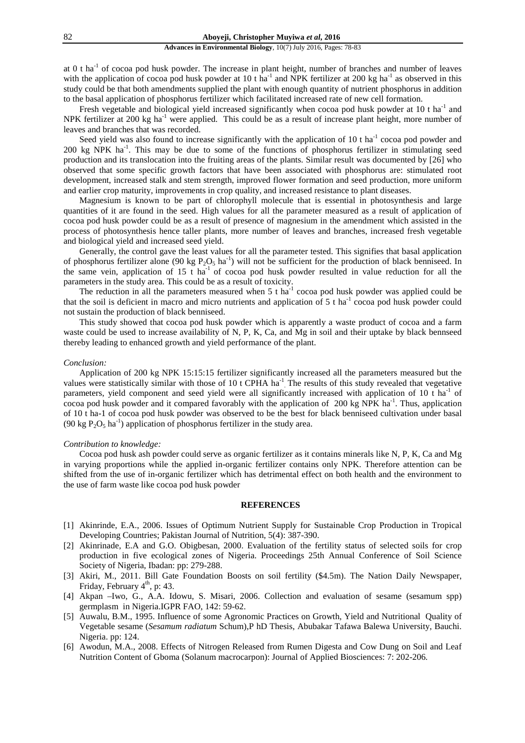at 0 t $ha^{-1}$ of cocoa pod husk powder. The increase in plant height, number of branches and number of leaves with the application of cocoa pod husk powder at 10 t $ha^{-1}$ and NPK fertilizer at 200 kg $ha^{-1}$ as observed in this study could be that both amendments supplied the plant with enough quantity of nutrient phosphorus in addition to the basal application of phosphorus fertilizer which facilitated increased rate of new cell formation.

Fresh vegetable and biological yield increased significantly when cocoa pod husk powder at 10 t $ha^{-1}$ and NPK fertilizer at 200 kg $ha^{-1}$ were applied. This could be as a result of increase plant height, more number of leaves and branches that was recorded.

Seed yield was also found to increase significantly with the application of 10 t $ha^{-1}$ cocoa pod powder and 200 kg NPK $ha^{-1}$. This may be due to some of the functions of phosphorus fertilizer in stimulating seed production and its translocation into the fruiting areas of the plants. Similar result was documented by [26] who observed that some specific growth factors that have been associated with phosphorus are: stimulated root development, increased stalk and stem strength, improved flower formation and seed production, more uniform and earlier crop maturity, improvements in crop quality, and increased resistance to plant diseases.

Magnesium is known to be part of chlorophyll molecule that is essential in photosynthesis and large quantities of it are found in the seed. High values for all the parameter measured as a result of application of cocoa pod husk powder could be as a result of presence of magnesium in the amendment which assisted in the process of photosynthesis hence taller plants, more number of leaves and branches, increased fresh vegetable and biological yield and increased seed yield.

Generally, the control gave the least values for all the parameter tested. This signifies that basal application of phosphorus fertilizer alone (90 kg $P_2O_5$ $ha^{-1}$) will not be sufficient for the production of black benniseed. In the same vein, application of 15 t $ha^{-1}$ of cocoa pod husk powder resulted in value reduction for all the parameters in the study area. This could be as a result of toxicity.

The reduction in all the parameters measured when 5 t $ha^{-1}$ cocoa pod husk powder was applied could be that the soil is deficient in macro and micro nutrients and application of 5 t $ha^{-1}$ cocoa pod husk powder could not sustain the production of black benniseed.

This study showed that cocoa pod husk powder which is apparently a waste product of cocoa and a farm waste could be used to increase availability of N, P, K, Ca, and Mg in soil and their uptake by black bennseed thereby leading to enhanced growth and yield performance of the plant.

*Conclusion:*

Application of 200 kg NPK 15:15:15 fertilizer significantly increased all the parameters measured but the values were statistically similar with those of 10 t CPHA $ha^{-1}$. The results of this study revealed that vegetative parameters, yield component and seed yield were all significantly increased with application of 10 t $ha^{-1}$ of cocoa pod husk powder and it compared favorably with the application of 200 kg NPK $ha^{-1}$. Thus, application of 10 t ha-1 of cocoa pod husk powder was observed to be the best for black benniseed cultivation under basal (90 kg $P_2O_5$ $ha^{-1}$) application of phosphorus fertilizer in the study area.

*Contribution to knowledge:*

Cocoa pod husk ash powder could serve as organic fertilizer as it contains minerals like N, P, K, Ca and Mg in varying proportions while the applied in-organic fertilizer contains only NPK. Therefore attention can be shifted from the use of in-organic fertilizer which has detrimental effect on both health and the environment to the use of farm waste like cocoa pod husk powder

## REFERENCES

[1] Akinrinde, E.A., 2006. Issues of Optimum Nutrient Supply for Sustainable Crop Production in Tropical Developing Countries; Pakistan Journal of Nutrition, 5(4): 387-390.

[2] Akinrinade, E.A and G.O. Obigbesan, 2000. Evaluation of the fertility status of selected soils for crop production in five ecological zones of Nigeria. Proceedings 25th Annual Conference of Soil Science Society of Nigeria, Ibadan: pp: 279-288.

[3] Akiri, M., 2011. Bill Gate Foundation Boosts on soil fertility ($4.5m). The Nation Daily Newspaper, Friday, February 4th, p: 43.

[4] Akpan –Iwo, G., A.A. Idowu, S. Misari, 2006. Collection and evaluation of sesame (sesamum spp) germplasm in Nigeria.IGPR FAO, 142: 59-62.

[5] Auwalu, B.M., 1995. Influence of some Agronomic Practices on Growth, Yield and Nutritional Quality of Vegetable sesame (*Sesamum radiatum* Schum),P hD Thesis, Abubakar Tafawa Balewa University, Bauchi. Nigeria. pp: 124.

[6] Awodun, M.A., 2008. Effects of Nitrogen Released from Rumen Digesta and Cow Dung on Soil and Leaf Nutrition Content of Gboma (Solanum macrocarpon): Journal of Applied Biosciences: 7: 202-206.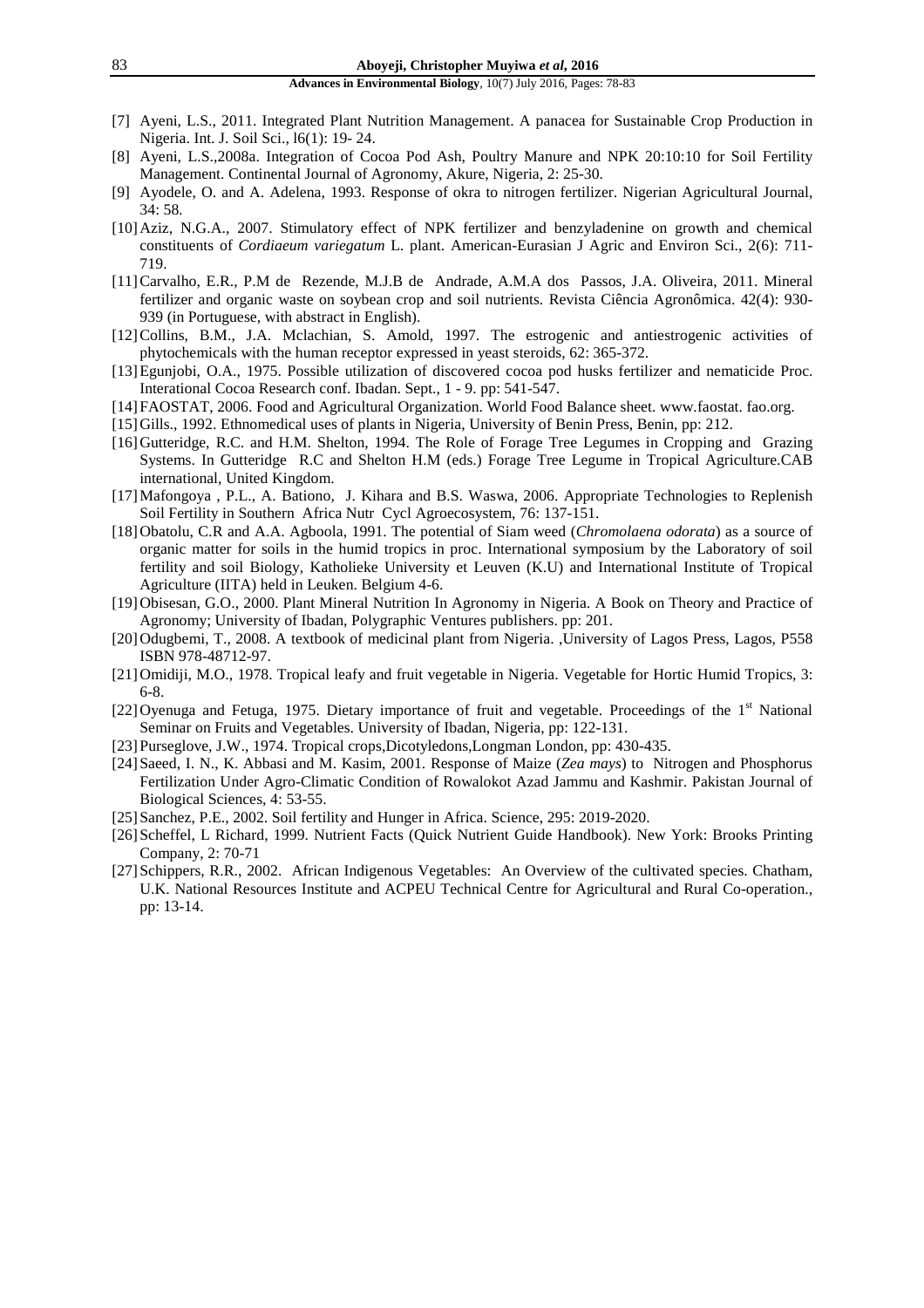[7] Ayeni, L.S., 2011. Integrated Plant Nutrition Management. A panacea for Sustainable Crop Production in Nigeria. Int. J. Soil Sci., l6(1): 19- 24.

[8] Ayeni, L.S.,2008a. Integration of Cocoa Pod Ash, Poultry Manure and NPK 20:10:10 for Soil Fertility Management. Continental Journal of Agronomy, Akure, Nigeria, 2: 25-30.

[9] Ayodele, O. and A. Adelena, 1993. Response of okra to nitrogen fertilizer. Nigerian Agricultural Journal, 34: 58.

[10] Aziz, N.G.A., 2007. Stimulatory effect of NPK fertilizer and benzyladenine on growth and chemical constituents of *Cordiaeum variegatum* L. plant. American-Eurasian J Agric and Environ Sci., 2(6): 711-719.

[11] Carvalho, E.R., P.M de Rezende, M.J.B de Andrade, A.M.A dos Passos, J.A. Oliveira, 2011. Mineral fertilizer and organic waste on soybean crop and soil nutrients. Revista Ciência Agronômica. 42(4): 930-939 (in Portuguese, with abstract in English).

[12] Collins, B.M., J.A. Mclachian, S. Amold, 1997. The estrogenic and antiestrogenic activities of phytochemicals with the human receptor expressed in yeast steroids, 62: 365-372.

[13] Egunjobi, O.A., 1975. Possible utilization of discovered cocoa pod husks fertilizer and nematicide Proc. Interational Cocoa Research conf. Ibadan. Sept., 1 - 9. pp: 541-547.

[14] FAOSTAT, 2006. Food and Agricultural Organization. World Food Balance sheet. www.faostat. fao.org.

[15] Gills., 1992. Ethnomedical uses of plants in Nigeria, University of Benin Press, Benin, pp: 212.

[16] Gutteridge, R.C. and H.M. Shelton, 1994. The Role of Forage Tree Legumes in Cropping and Grazing Systems. In Gutteridge R.C and Shelton H.M (eds.) Forage Tree Legume in Tropical Agriculture.CAB international, United Kingdom.

[17] Mafongoya , P.L., A. Bationo, J. Kihara and B.S. Waswa, 2006. Appropriate Technologies to Replenish Soil Fertility in Southern Africa Nutr Cycl Agroecosystem, 76: 137-151.

[18] Obatolu, C.R and A.A. Agboola, 1991. The potential of Siam weed (*Chromolaena odorata*) as a source of organic matter for soils in the humid tropics in proc. International symposium by the Laboratory of soil fertility and soil Biology, Katholieke University et Leuven (K.U) and International Institute of Tropical Agriculture (IITA) held in Leuken. Belgium 4-6.

[19] Obisesan, G.O., 2000. Plant Mineral Nutrition In Agronomy in Nigeria. A Book on Theory and Practice of Agronomy; University of Ibadan, Polygraphic Ventures publishers. pp: 201.

[20] Odugbemi, T., 2008. A textbook of medicinal plant from Nigeria. ,University of Lagos Press, Lagos, P558 ISBN 978-48712-97.

[21] Omidiji, M.O., 1978. Tropical leafy and fruit vegetable in Nigeria. Vegetable for Hortic Humid Tropics, 3: 6-8.

[22] Oyenuga and Fetuga, 1975. Dietary importance of fruit and vegetable. Proceedings of the 1st National Seminar on Fruits and Vegetables. University of Ibadan, Nigeria, pp: 122-131.

[23] Purseglove, J.W., 1974. Tropical crops,Dicotyledons,Longman London, pp: 430-435.

[24] Saeed, I. N., K. Abbasi and M. Kasim, 2001. Response of Maize (*Zea mays*) to Nitrogen and Phosphorus Fertilization Under Agro-Climatic Condition of Rowalokot Azad Jammu and Kashmir. Pakistan Journal of Biological Sciences, 4: 53-55.

[25] Sanchez, P.E., 2002. Soil fertility and Hunger in Africa. Science, 295: 2019-2020.

[26] Scheffel, L Richard, 1999. Nutrient Facts (Quick Nutrient Guide Handbook). New York: Brooks Printing Company, 2: 70-71

[27] Schippers, R.R., 2002. African Indigenous Vegetables: An Overview of the cultivated species. Chatham, U.K. National Resources Institute and ACPEU Technical Centre for Agricultural and Rural Co-operation., pp: 13-14.